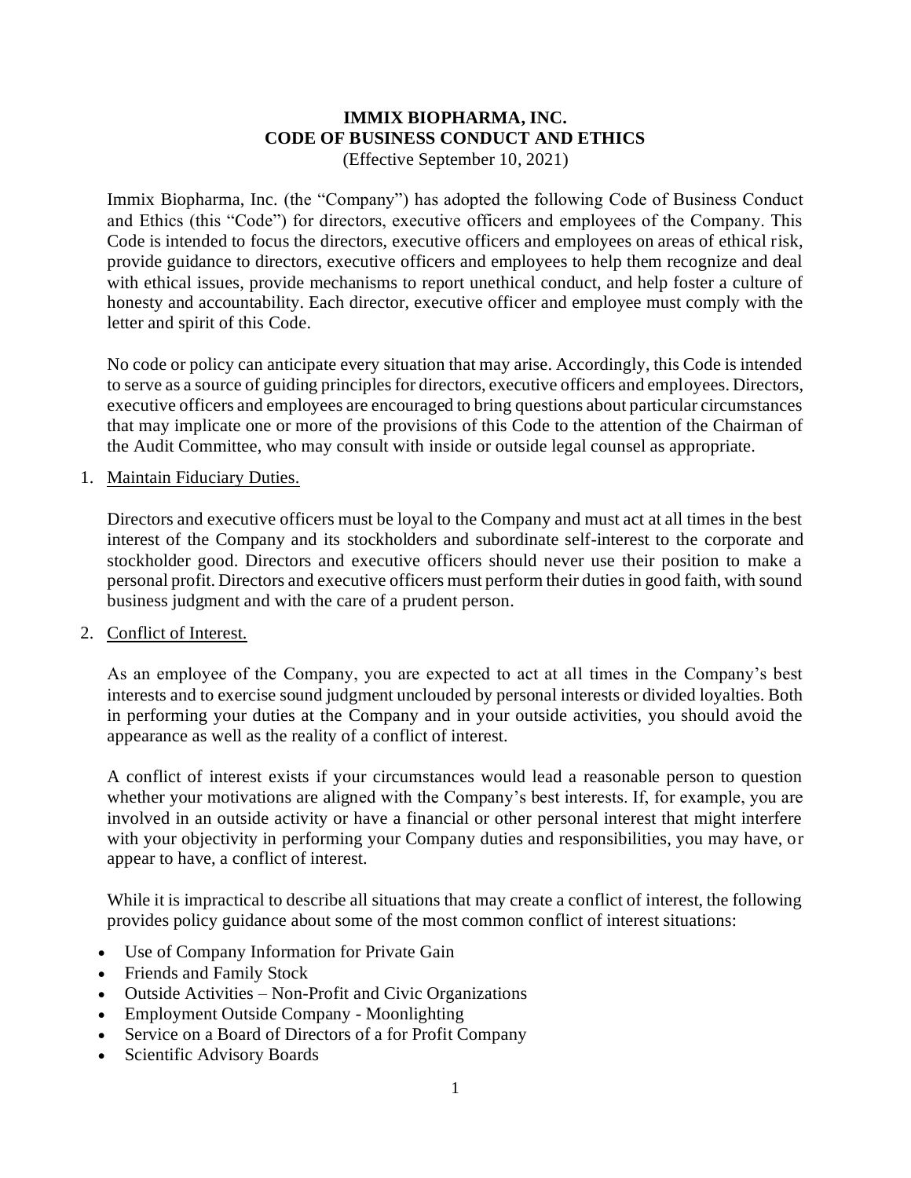# IMMIX BIOPHARMA, INC.
# CODE OF BUSINESS CONDUCT AND ETHICS

(Effective September 10, 2021)

Immix Biopharma, Inc. (the "Company") has adopted the following Code of Business Conduct and Ethics (this "Code") for directors, executive officers and employees of the Company. This Code is intended to focus the directors, executive officers and employees on areas of ethical risk, provide guidance to directors, executive officers and employees to help them recognize and deal with ethical issues, provide mechanisms to report unethical conduct, and help foster a culture of honesty and accountability. Each director, executive officer and employee must comply with the letter and spirit of this Code.

No code or policy can anticipate every situation that may arise. Accordingly, this Code is intended to serve as a source of guiding principles for directors, executive officers and employees. Directors, executive officers and employees are encouraged to bring questions about particular circumstances that may implicate one or more of the provisions of this Code to the attention of the Chairman of the Audit Committee, who may consult with inside or outside legal counsel as appropriate.

1. Maintain Fiduciary Duties.

   Directors and executive officers must be loyal to the Company and must act at all times in the best interest of the Company and its stockholders and subordinate self-interest to the corporate and stockholder good. Directors and executive officers should never use their position to make a personal profit. Directors and executive officers must perform their duties in good faith, with sound business judgment and with the care of a prudent person.

2. Conflict of Interest.

   As an employee of the Company, you are expected to act at all times in the Company's best interests and to exercise sound judgment unclouded by personal interests or divided loyalties. Both in performing your duties at the Company and in your outside activities, you should avoid the appearance as well as the reality of a conflict of interest.

   A conflict of interest exists if your circumstances would lead a reasonable person to question whether your motivations are aligned with the Company's best interests. If, for example, you are involved in an outside activity or have a financial or other personal interest that might interfere with your objectivity in performing your Company duties and responsibilities, you may have, or appear to have, a conflict of interest.

   While it is impractical to describe all situations that may create a conflict of interest, the following provides policy guidance about some of the most common conflict of interest situations:

   - Use of Company Information for Private Gain
   - Friends and Family Stock
   - Outside Activities – Non-Profit and Civic Organizations
   - Employment Outside Company - Moonlighting
   - Service on a Board of Directors of a for Profit Company
   - Scientific Advisory Boards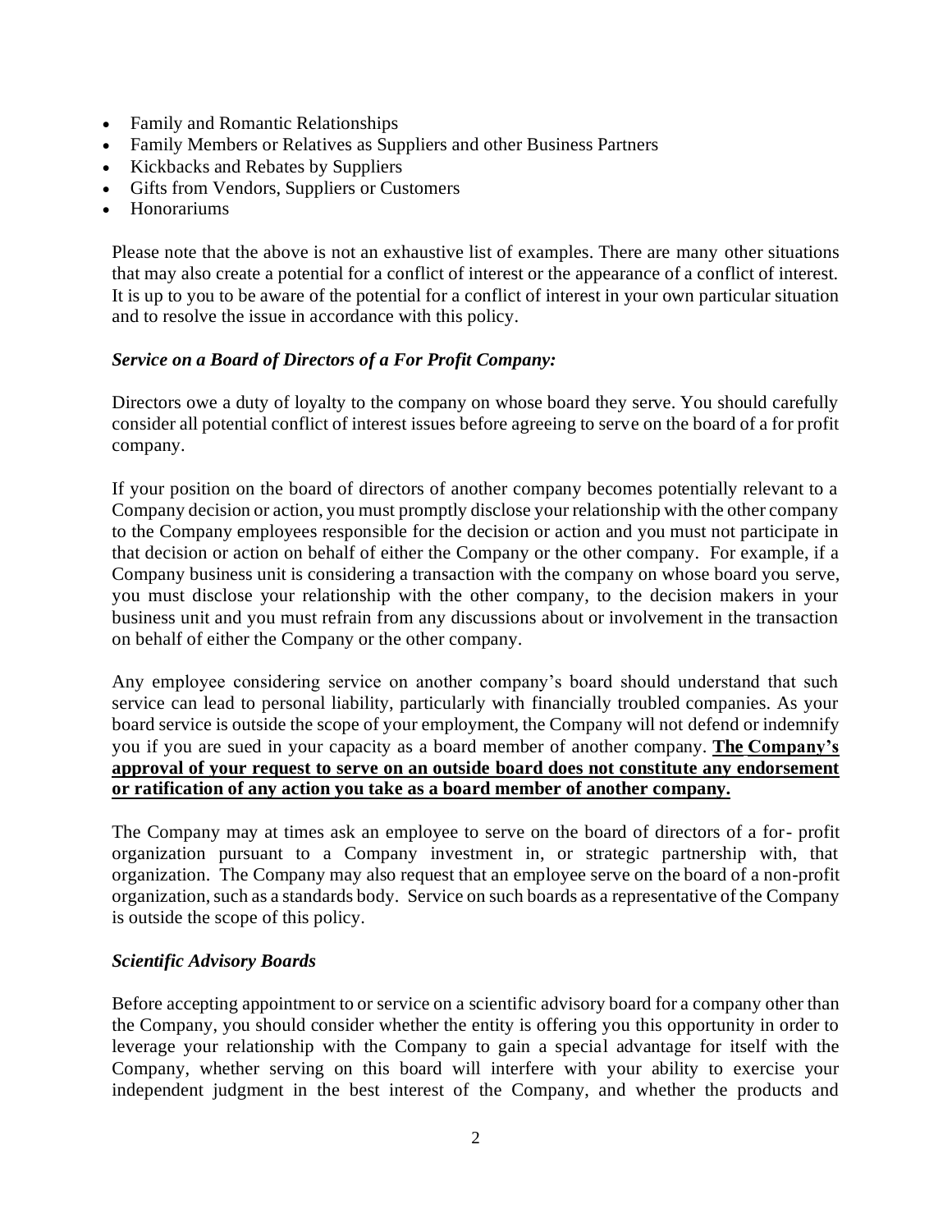- Family and Romantic Relationships
- Family Members or Relatives as Suppliers and other Business Partners
- Kickbacks and Rebates by Suppliers
- Gifts from Vendors, Suppliers or Customers
- Honorariums

Please note that the above is not an exhaustive list of examples. There are many other situations that may also create a potential for a conflict of interest or the appearance of a conflict of interest. It is up to you to be aware of the potential for a conflict of interest in your own particular situation and to resolve the issue in accordance with this policy.

***Service on a Board of Directors of a For Profit Company:***

Directors owe a duty of loyalty to the company on whose board they serve. You should carefully consider all potential conflict of interest issues before agreeing to serve on the board of a for profit company.

If your position on the board of directors of another company becomes potentially relevant to a Company decision or action, you must promptly disclose your relationship with the other company to the Company employees responsible for the decision or action and you must not participate in that decision or action on behalf of either the Company or the other company. For example, if a Company business unit is considering a transaction with the company on whose board you serve, you must disclose your relationship with the other company, to the decision makers in your business unit and you must refrain from any discussions about or involvement in the transaction on behalf of either the Company or the other company.

Any employee considering service on another company's board should understand that such service can lead to personal liability, particularly with financially troubled companies. As your board service is outside the scope of your employment, the Company will not defend or indemnify you if you are sued in your capacity as a board member of another company. **The Company's approval of your request to serve on an outside board does not constitute any endorsement or ratification of any action you take as a board member of another company.**

The Company may at times ask an employee to serve on the board of directors of a for- profit organization pursuant to a Company investment in, or strategic partnership with, that organization. The Company may also request that an employee serve on the board of a non-profit organization, such as a standards body. Service on such boards as a representative of the Company is outside the scope of this policy.

***Scientific Advisory Boards***

Before accepting appointment to or service on a scientific advisory board for a company other than the Company, you should consider whether the entity is offering you this opportunity in order to leverage your relationship with the Company to gain a special advantage for itself with the Company, whether serving on this board will interfere with your ability to exercise your independent judgment in the best interest of the Company, and whether the products and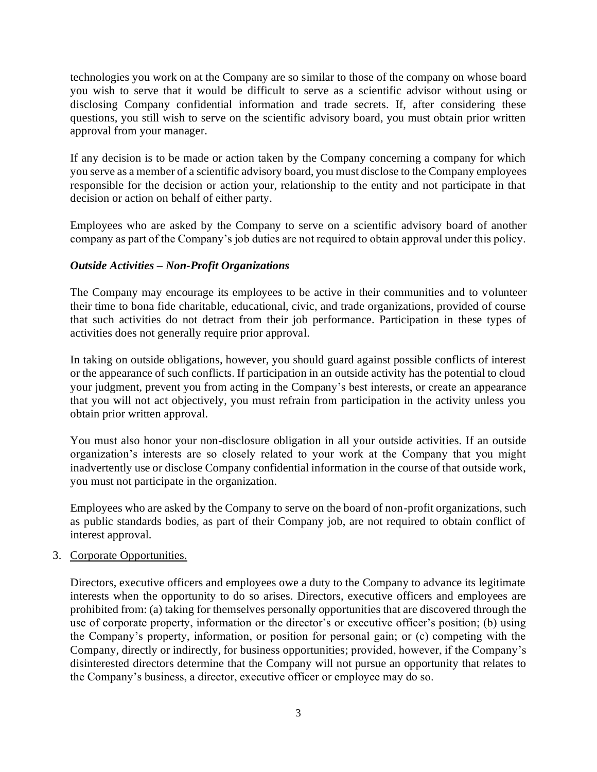technologies you work on at the Company are so similar to those of the company on whose board you wish to serve that it would be difficult to serve as a scientific advisor without using or disclosing Company confidential information and trade secrets. If, after considering these questions, you still wish to serve on the scientific advisory board, you must obtain prior written approval from your manager.

If any decision is to be made or action taken by the Company concerning a company for which you serve as a member of a scientific advisory board, you must disclose to the Company employees responsible for the decision or action your, relationship to the entity and not participate in that decision or action on behalf of either party.

Employees who are asked by the Company to serve on a scientific advisory board of another company as part of the Company's job duties are not required to obtain approval under this policy.

***Outside Activities – Non-Profit Organizations***

The Company may encourage its employees to be active in their communities and to volunteer their time to bona fide charitable, educational, civic, and trade organizations, provided of course that such activities do not detract from their job performance. Participation in these types of activities does not generally require prior approval.

In taking on outside obligations, however, you should guard against possible conflicts of interest or the appearance of such conflicts. If participation in an outside activity has the potential to cloud your judgment, prevent you from acting in the Company's best interests, or create an appearance that you will not act objectively, you must refrain from participation in the activity unless you obtain prior written approval.

You must also honor your non-disclosure obligation in all your outside activities. If an outside organization's interests are so closely related to your work at the Company that you might inadvertently use or disclose Company confidential information in the course of that outside work, you must not participate in the organization.

Employees who are asked by the Company to serve on the board of non-profit organizations, such as public standards bodies, as part of their Company job, are not required to obtain conflict of interest approval.

3. Corporate Opportunities.

   Directors, executive officers and employees owe a duty to the Company to advance its legitimate interests when the opportunity to do so arises. Directors, executive officers and employees are prohibited from: (a) taking for themselves personally opportunities that are discovered through the use of corporate property, information or the director's or executive officer's position; (b) using the Company's property, information, or position for personal gain; or (c) competing with the Company, directly or indirectly, for business opportunities; provided, however, if the Company's disinterested directors determine that the Company will not pursue an opportunity that relates to the Company's business, a director, executive officer or employee may do so.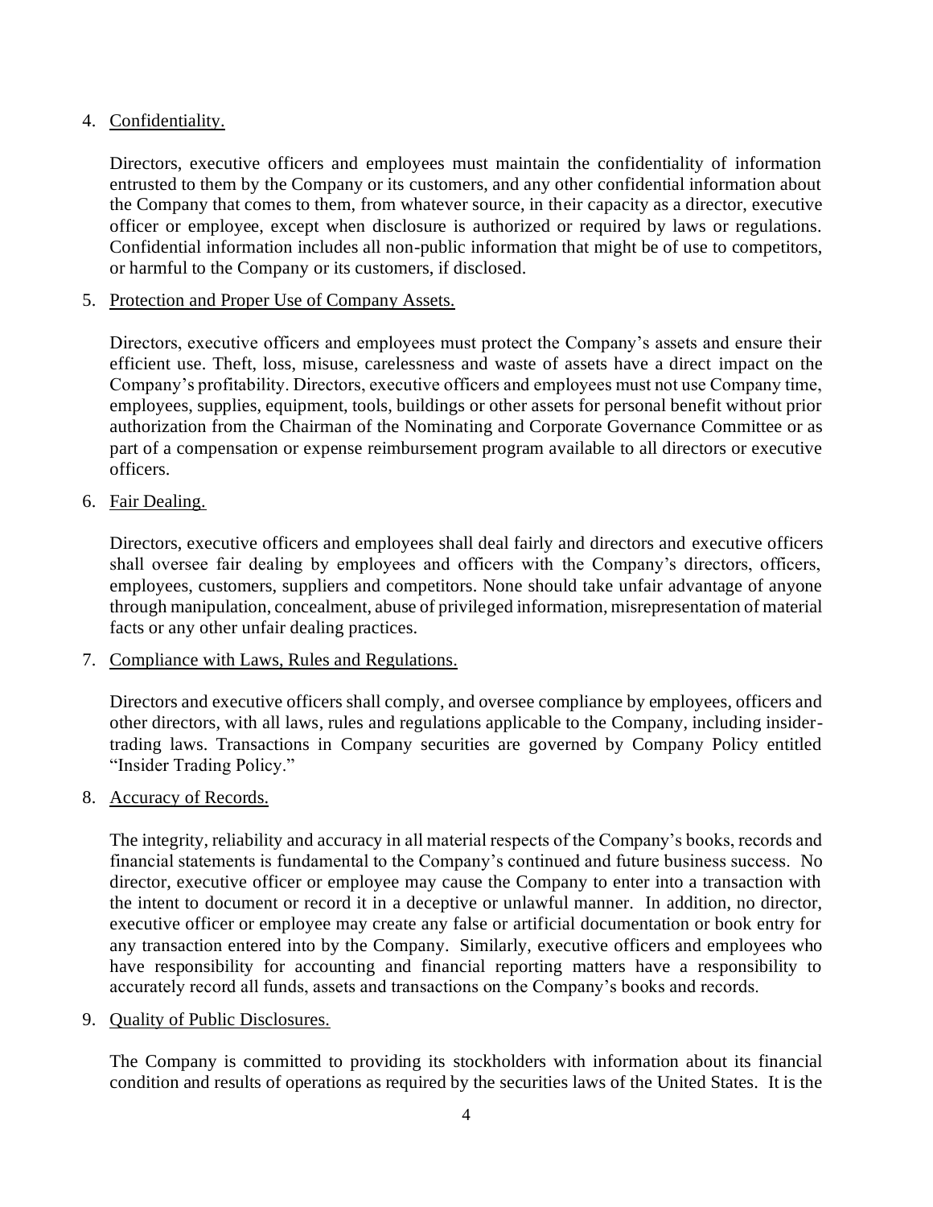4. Confidentiality.

   Directors, executive officers and employees must maintain the confidentiality of information entrusted to them by the Company or its customers, and any other confidential information about the Company that comes to them, from whatever source, in their capacity as a director, executive officer or employee, except when disclosure is authorized or required by laws or regulations. Confidential information includes all non-public information that might be of use to competitors, or harmful to the Company or its customers, if disclosed.

5. Protection and Proper Use of Company Assets.

   Directors, executive officers and employees must protect the Company's assets and ensure their efficient use. Theft, loss, misuse, carelessness and waste of assets have a direct impact on the Company's profitability. Directors, executive officers and employees must not use Company time, employees, supplies, equipment, tools, buildings or other assets for personal benefit without prior authorization from the Chairman of the Nominating and Corporate Governance Committee or as part of a compensation or expense reimbursement program available to all directors or executive officers.

6. Fair Dealing.

   Directors, executive officers and employees shall deal fairly and directors and executive officers shall oversee fair dealing by employees and officers with the Company's directors, officers, employees, customers, suppliers and competitors. None should take unfair advantage of anyone through manipulation, concealment, abuse of privileged information, misrepresentation of material facts or any other unfair dealing practices.

7. Compliance with Laws, Rules and Regulations.

   Directors and executive officers shall comply, and oversee compliance by employees, officers and other directors, with all laws, rules and regulations applicable to the Company, including insider-trading laws. Transactions in Company securities are governed by Company Policy entitled "Insider Trading Policy."

8. Accuracy of Records.

   The integrity, reliability and accuracy in all material respects of the Company's books, records and financial statements is fundamental to the Company's continued and future business success. No director, executive officer or employee may cause the Company to enter into a transaction with the intent to document or record it in a deceptive or unlawful manner. In addition, no director, executive officer or employee may create any false or artificial documentation or book entry for any transaction entered into by the Company. Similarly, executive officers and employees who have responsibility for accounting and financial reporting matters have a responsibility to accurately record all funds, assets and transactions on the Company's books and records.

9. Quality of Public Disclosures.

   The Company is committed to providing its stockholders with information about its financial condition and results of operations as required by the securities laws of the United States. It is the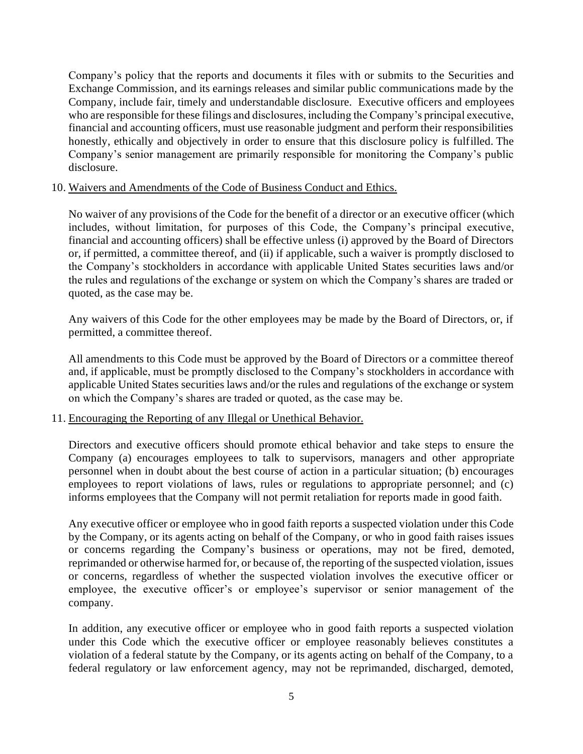Company's policy that the reports and documents it files with or submits to the Securities and Exchange Commission, and its earnings releases and similar public communications made by the Company, include fair, timely and understandable disclosure. Executive officers and employees who are responsible for these filings and disclosures, including the Company's principal executive, financial and accounting officers, must use reasonable judgment and perform their responsibilities honestly, ethically and objectively in order to ensure that this disclosure policy is fulfilled. The Company's senior management are primarily responsible for monitoring the Company's public disclosure.

10. <u>Waivers and Amendments of the Code of Business Conduct and Ethics.</u>

    No waiver of any provisions of the Code for the benefit of a director or an executive officer (which includes, without limitation, for purposes of this Code, the Company's principal executive, financial and accounting officers) shall be effective unless (i) approved by the Board of Directors or, if permitted, a committee thereof, and (ii) if applicable, such a waiver is promptly disclosed to the Company's stockholders in accordance with applicable United States securities laws and/or the rules and regulations of the exchange or system on which the Company's shares are traded or quoted, as the case may be.

    Any waivers of this Code for the other employees may be made by the Board of Directors, or, if permitted, a committee thereof.

    All amendments to this Code must be approved by the Board of Directors or a committee thereof and, if applicable, must be promptly disclosed to the Company's stockholders in accordance with applicable United States securities laws and/or the rules and regulations of the exchange or system on which the Company's shares are traded or quoted, as the case may be.

11. <u>Encouraging the Reporting of any Illegal or Unethical Behavior.</u>

    Directors and executive officers should promote ethical behavior and take steps to ensure the Company (a) encourages employees to talk to supervisors, managers and other appropriate personnel when in doubt about the best course of action in a particular situation; (b) encourages employees to report violations of laws, rules or regulations to appropriate personnel; and (c) informs employees that the Company will not permit retaliation for reports made in good faith.

    Any executive officer or employee who in good faith reports a suspected violation under this Code by the Company, or its agents acting on behalf of the Company, or who in good faith raises issues or concerns regarding the Company's business or operations, may not be fired, demoted, reprimanded or otherwise harmed for, or because of, the reporting of the suspected violation, issues or concerns, regardless of whether the suspected violation involves the executive officer or employee, the executive officer's or employee's supervisor or senior management of the company.

    In addition, any executive officer or employee who in good faith reports a suspected violation under this Code which the executive officer or employee reasonably believes constitutes a violation of a federal statute by the Company, or its agents acting on behalf of the Company, to a federal regulatory or law enforcement agency, may not be reprimanded, discharged, demoted,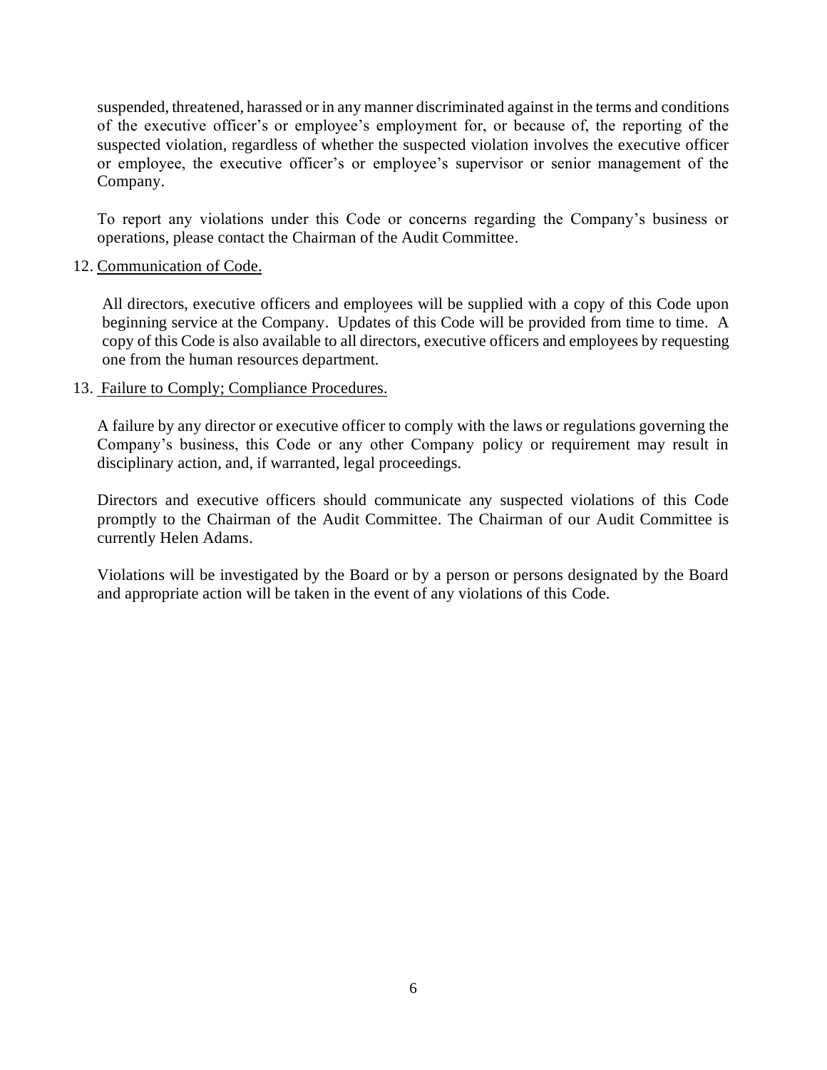suspended, threatened, harassed or in any manner discriminated against in the terms and conditions of the executive officer's or employee's employment for, or because of, the reporting of the suspected violation, regardless of whether the suspected violation involves the executive officer or employee, the executive officer's or employee's supervisor or senior management of the Company.

To report any violations under this Code or concerns regarding the Company's business or operations, please contact the Chairman of the Audit Committee.

12. Communication of Code.

All directors, executive officers and employees will be supplied with a copy of this Code upon beginning service at the Company. Updates of this Code will be provided from time to time. A copy of this Code is also available to all directors, executive officers and employees by requesting one from the human resources department.

13. Failure to Comply; Compliance Procedures.

A failure by any director or executive officer to comply with the laws or regulations governing the Company's business, this Code or any other Company policy or requirement may result in disciplinary action, and, if warranted, legal proceedings.

Directors and executive officers should communicate any suspected violations of this Code promptly to the Chairman of the Audit Committee. The Chairman of our Audit Committee is currently Helen Adams.

Violations will be investigated by the Board or by a person or persons designated by the Board and appropriate action will be taken in the event of any violations of this Code.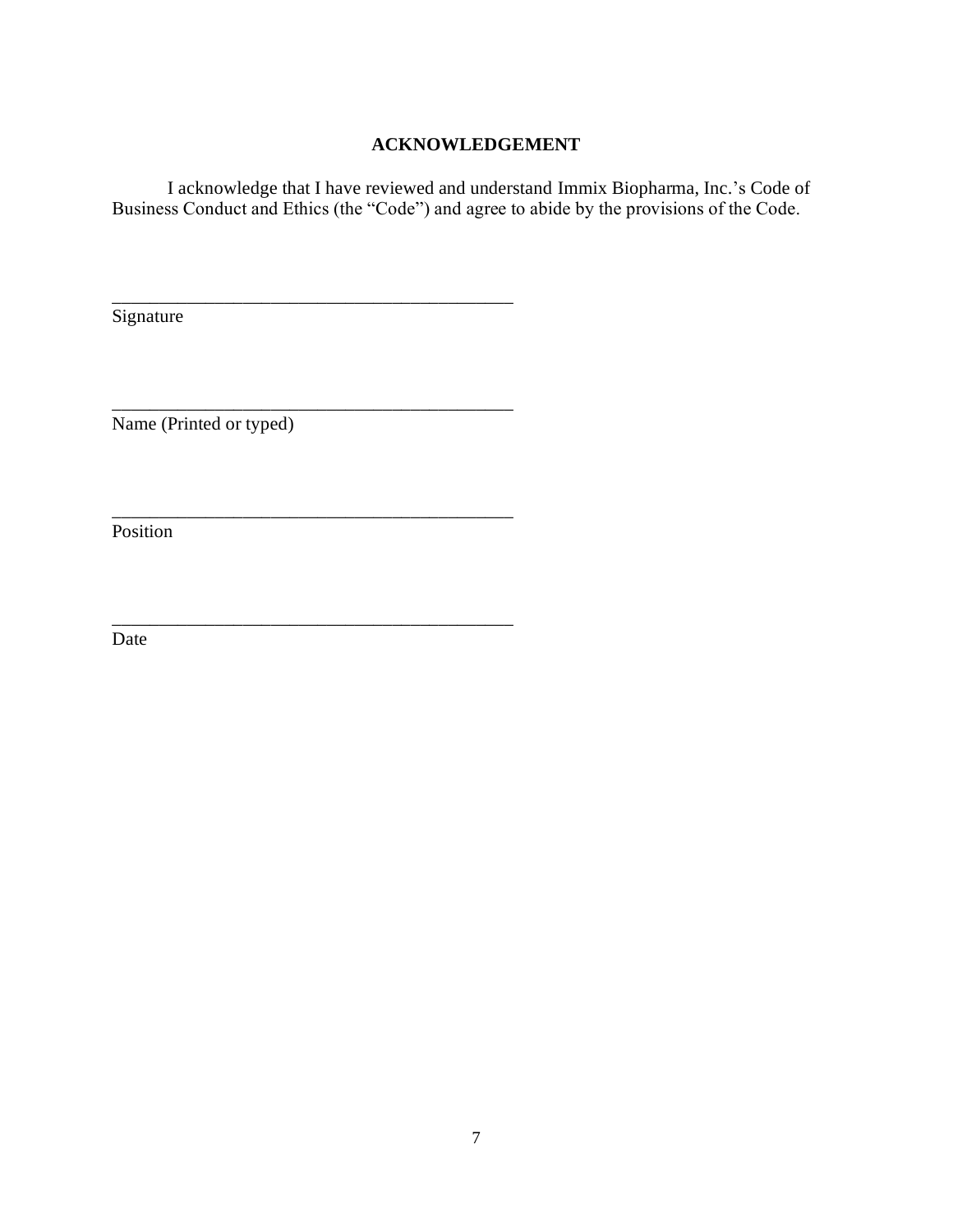## ACKNOWLEDGEMENT

I acknowledge that I have reviewed and understand Immix Biopharma, Inc.'s Code of Business Conduct and Ethics (the "Code") and agree to abide by the provisions of the Code.

\_\_\_\_\_\_\_\_\_\_\_\_\_\_\_\_\_\_\_\_\_\_\_\_\_\_\_\_\_\_\_\_\_\_\_\_\_\_\_\_\_\_\_\_
Signature

\_\_\_\_\_\_\_\_\_\_\_\_\_\_\_\_\_\_\_\_\_\_\_\_\_\_\_\_\_\_\_\_\_\_\_\_\_\_\_\_\_\_\_\_
Name (Printed or typed)

\_\_\_\_\_\_\_\_\_\_\_\_\_\_\_\_\_\_\_\_\_\_\_\_\_\_\_\_\_\_\_\_\_\_\_\_\_\_\_\_\_\_\_\_
Position

\_\_\_\_\_\_\_\_\_\_\_\_\_\_\_\_\_\_\_\_\_\_\_\_\_\_\_\_\_\_\_\_\_\_\_\_\_\_\_\_\_\_\_\_
Date